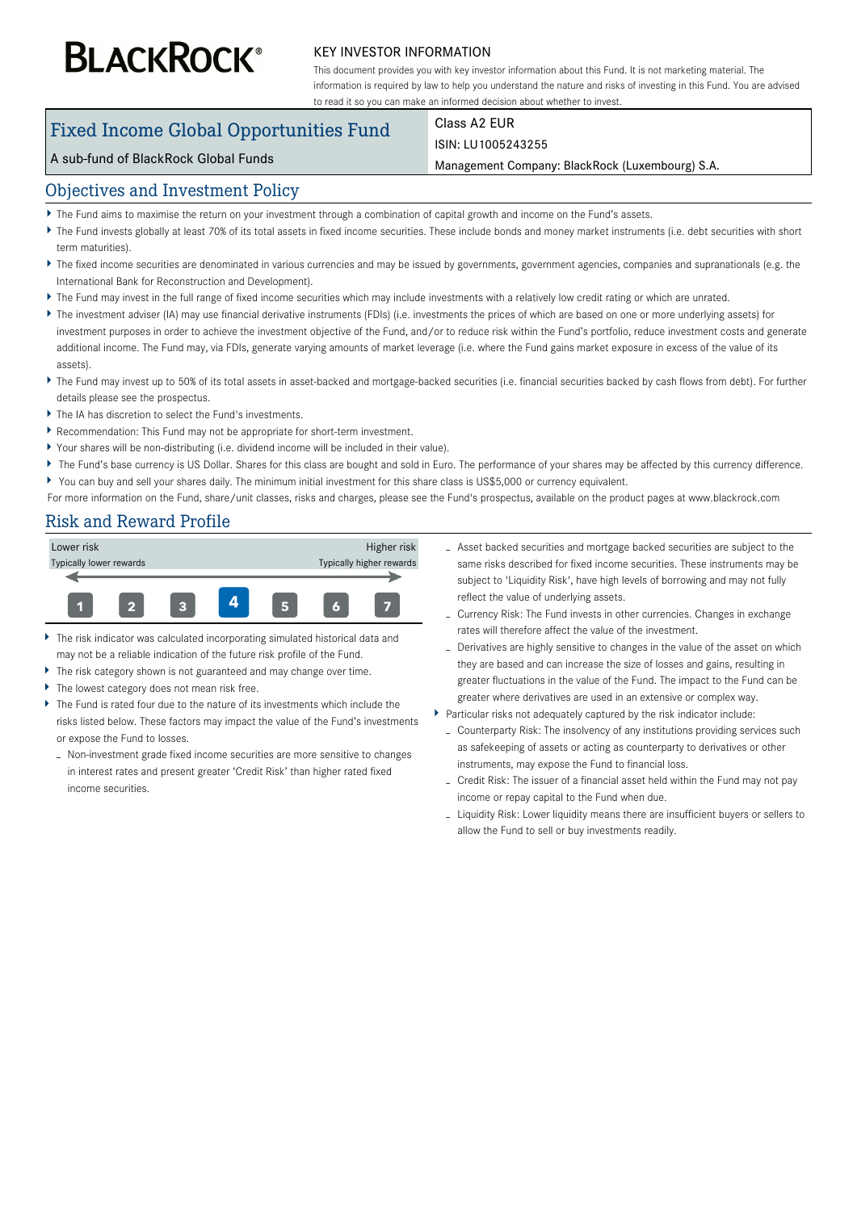# BLACKROCK®

## KEY INVESTOR INFORMATION

This document provides you with key investor information about this Fund. It is not marketing material. The information is required by law to help you understand the nature and risks of investing in this Fund. You are advised to read it so you can make an informed decision about whether to invest.

| Fixed Income Global Opportunities Fund | Class A2 EUR |
| --- | --- |
| A sub-fund of BlackRock Global Funds | ISIN: LU1005243255 |
| | Management Company: BlackRock (Luxembourg) S.A. |

## Objectives and Investment Policy

- The Fund aims to maximise the return on your investment through a combination of capital growth and income on the Fund's assets.
- The Fund invests globally at least 70% of its total assets in fixed income securities. These include bonds and money market instruments (i.e. debt securities with short term maturities).
- The fixed income securities are denominated in various currencies and may be issued by governments, government agencies, companies and supranationals (e.g. the International Bank for Reconstruction and Development).
- The Fund may invest in the full range of fixed income securities which may include investments with a relatively low credit rating or which are unrated.
- The investment adviser (IA) may use financial derivative instruments (FDIs) (i.e. investments the prices of which are based on one or more underlying assets) for investment purposes in order to achieve the investment objective of the Fund, and/or to reduce risk within the Fund's portfolio, reduce investment costs and generate additional income. The Fund may, via FDIs, generate varying amounts of market leverage (i.e. where the Fund gains market exposure in excess of the value of its assets).
- The Fund may invest up to 50% of its total assets in asset-backed and mortgage-backed securities (i.e. financial securities backed by cash flows from debt). For further details please see the prospectus.
- The IA has discretion to select the Fund's investments.
- Recommendation: This Fund may not be appropriate for short-term investment.
- Your shares will be non-distributing (i.e. dividend income will be included in their value).
- The Fund's base currency is US Dollar. Shares for this class are bought and sold in Euro. The performance of your shares may be affected by this currency difference.
- You can buy and sell your shares daily. The minimum initial investment for this share class is US$5,000 or currency equivalent.

For more information on the Fund, share/unit classes, risks and charges, please see the Fund's prospectus, available on the product pages at www.blackrock.com

## Risk and Reward Profile

| Lower risk | | | | | | Higher risk |
| --- | --- | --- | --- | --- | --- | --- |
| Typically lower rewards | | | | | | Typically higher rewards |
| 1 | 2 | 3 | **4** | 5 | 6 | 7 |

- The risk indicator was calculated incorporating simulated historical data and may not be a reliable indication of the future risk profile of the Fund.
- The risk category shown is not guaranteed and may change over time.
- The lowest category does not mean risk free.
- The Fund is rated four due to the nature of its investments which include the risks listed below. These factors may impact the value of the Fund's investments or expose the Fund to losses.
  - Non-investment grade fixed income securities are more sensitive to changes in interest rates and present greater 'Credit Risk' than higher rated fixed income securities.
  - Asset backed securities and mortgage backed securities are subject to the same risks described for fixed income securities. These instruments may be subject to 'Liquidity Risk', have high levels of borrowing and may not fully reflect the value of underlying assets.
  - Currency Risk: The Fund invests in other currencies. Changes in exchange rates will therefore affect the value of the investment.
  - Derivatives are highly sensitive to changes in the value of the asset on which they are based and can increase the size of losses and gains, resulting in greater fluctuations in the value of the Fund. The impact to the Fund can be greater where derivatives are used in an extensive or complex way.
- Particular risks not adequately captured by the risk indicator include:
  - Counterparty Risk: The insolvency of any institutions providing services such as safekeeping of assets or acting as counterparty to derivatives or other instruments, may expose the Fund to financial loss.
  - Credit Risk: The issuer of a financial asset held within the Fund may not pay income or repay capital to the Fund when due.
  - Liquidity Risk: Lower liquidity means there are insufficient buyers or sellers to allow the Fund to sell or buy investments readily.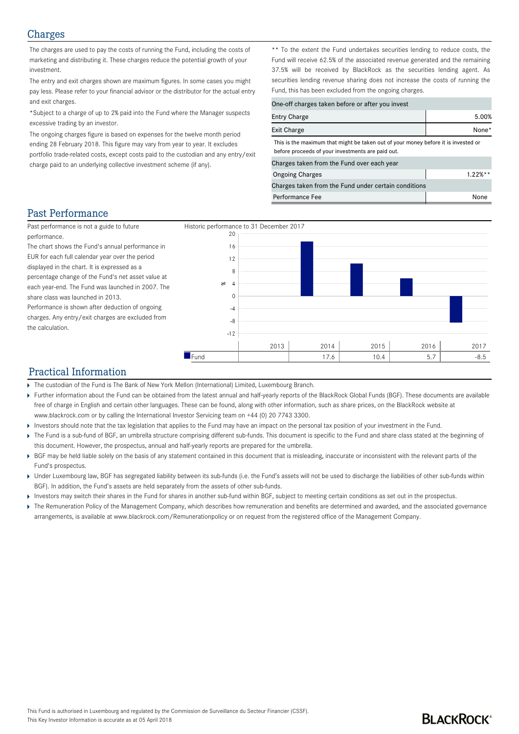## Charges

The charges are used to pay the costs of running the Fund, including the costs of marketing and distributing it. These charges reduce the potential growth of your investment.

The entry and exit charges shown are maximum figures. In some cases you might pay less. Please refer to your financial advisor or the distributor for the actual entry and exit charges.

*Subject to a charge of up to 2% paid into the Fund where the Manager suspects excessive trading by an investor.

The ongoing charges figure is based on expenses for the twelve month period ending 28 February 2018. This figure may vary from year to year. It excludes portfolio trade-related costs, except costs paid to the custodian and any entry/exit charge paid to an underlying collective investment scheme (if any).

** To the extent the Fund undertakes securities lending to reduce costs, the Fund will receive 62.5% of the associated revenue generated and the remaining 37.5% will be received by BlackRock as the securities lending agent. As securities lending revenue sharing does not increase the costs of running the Fund, this has been excluded from the ongoing charges.

| One-off charges taken before or after you invest | |
|---|---|
| Entry Charge | 5.00% |
| Exit Charge | None* |
| This is the maximum that might be taken out of your money before it is invested or before proceeds of your investments are paid out. | |
| **Charges taken from the Fund over each year** | |
| Ongoing Charges | 1.22%** |
| **Charges taken from the Fund under certain conditions** | |
| Performance Fee | None |

## Past Performance

Past performance is not a guide to future performance.

The chart shows the Fund's annual performance in EUR for each full calendar year over the period displayed in the chart. It is expressed as a percentage change of the Fund's net asset value at each year-end. The Fund was launched in 2007. The share class was launched in 2013.

Performance is shown after deduction of ongoing charges. Any entry/exit charges are excluded from the calculation.

Historic performance to 31 December 2017

%

20
16
12
8
4
0
-4
-8
-12

2013 2014 2015 2016 2017

Fund 17.6 10.4 5.7 -8.5

## Practical Information

- The custodian of the Fund is The Bank of New York Mellon (International) Limited, Luxembourg Branch.
- Further information about the Fund can be obtained from the latest annual and half-yearly reports of the BlackRock Global Funds (BGF). These documents are available free of charge in English and certain other languages. These can be found, along with other information, such as share prices, on the BlackRock website at www.blackrock.com or by calling the International Investor Servicing team on +44 (0) 20 7743 3300.
- Investors should note that the tax legislation that applies to the Fund may have an impact on the personal tax position of your investment in the Fund.
- The Fund is a sub-fund of BGF, an umbrella structure comprising different sub-funds. This document is specific to the Fund and share class stated at the beginning of this document. However, the prospectus, annual and half-yearly reports are prepared for the umbrella.
- BGF may be held liable solely on the basis of any statement contained in this document that is misleading, inaccurate or inconsistent with the relevant parts of the Fund's prospectus.
- Under Luxembourg law, BGF has segregated liability between its sub-funds (i.e. the Fund's assets will not be used to discharge the liabilities of other sub-funds within BGF). In addition, the Fund's assets are held separately from the assets of other sub-funds.
- Investors may switch their shares in the Fund for shares in another sub-fund within BGF, subject to meeting certain conditions as set out in the prospectus.
- The Remuneration Policy of the Management Company, which describes how remuneration and benefits are determined and awarded, and the associated governance arrangements, is available at www.blackrock.com/Remunerationpolicy or on request from the registered office of the Management Company.

This Fund is authorised in Luxembourg and regulated by the Commission de Surveillance du Secteur Financier (CSSF).
This Key Investor Information is accurate as at 05 April 2018

BLACKROCK®